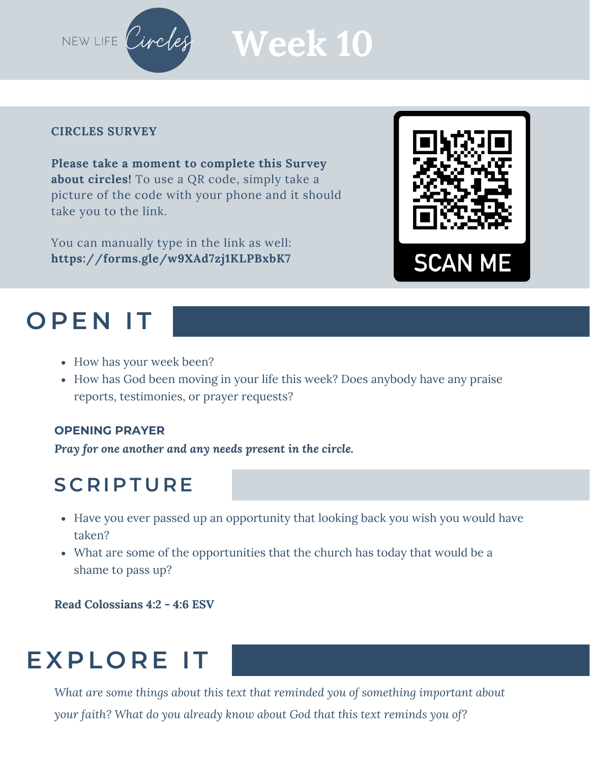NEW LIFE *Circles*

# Week 10

**CIRCLES SURVEY**

**Please take a moment to complete this Survey about circles!** To use a QR code, simply take a picture of the code with your phone and it should take you to the link.

You can manually type in the link as well: **https://forms.gle/w9XAd7zj1KLPBxbK7**

SCAN ME

## OPEN IT

- How has your week been?
- How has God been moving in your life this week? Does anybody have any praise reports, testimonies, or prayer requests?

**OPENING PRAYER**

***Pray for one another and any needs present in the circle.***

## SCRIPTURE

- Have you ever passed up an opportunity that looking back you wish you would have taken?
- What are some of the opportunities that the church has today that would be a shame to pass up?

**Read Colossians 4:2 - 4:6 ESV**

## EXPLORE IT

*What are some things about this text that reminded you of something important about your faith? What do you already know about God that this text reminds you of?*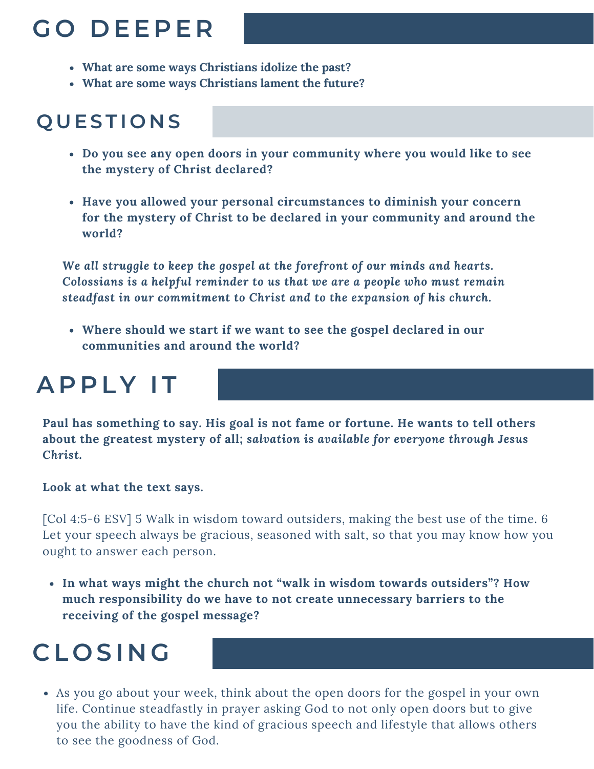## GO DEEPER

- **What are some ways Christians idolize the past?**
- **What are some ways Christians lament the future?**

## QUESTIONS

- **Do you see any open doors in your community where you would like to see the mystery of Christ declared?**

- **Have you allowed your personal circumstances to diminish your concern for the mystery of Christ to be declared in your community and around the world?**

***We all struggle to keep the gospel at the forefront of our minds and hearts. Colossians is a helpful reminder to us that we are a people who must remain steadfast in our commitment to Christ and to the expansion of his church.***

- **Where should we start if we want to see the gospel declared in our communities and around the world?**

## APPLY IT

**Paul has something to say. His goal is not fame or fortune. He wants to tell others about the greatest mystery of all;** ***salvation is available for everyone through Jesus Christ.***

**Look at what the text says.**

[Col 4:5-6 ESV] 5 Walk in wisdom toward outsiders, making the best use of the time. 6 Let your speech always be gracious, seasoned with salt, so that you may know how you ought to answer each person.

- **In what ways might the church not "walk in wisdom towards outsiders"? How much responsibility do we have to not create unnecessary barriers to the receiving of the gospel message?**

## CLOSING

- As you go about your week, think about the open doors for the gospel in your own life. Continue steadfastly in prayer asking God to not only open doors but to give you the ability to have the kind of gracious speech and lifestyle that allows others to see the goodness of God.